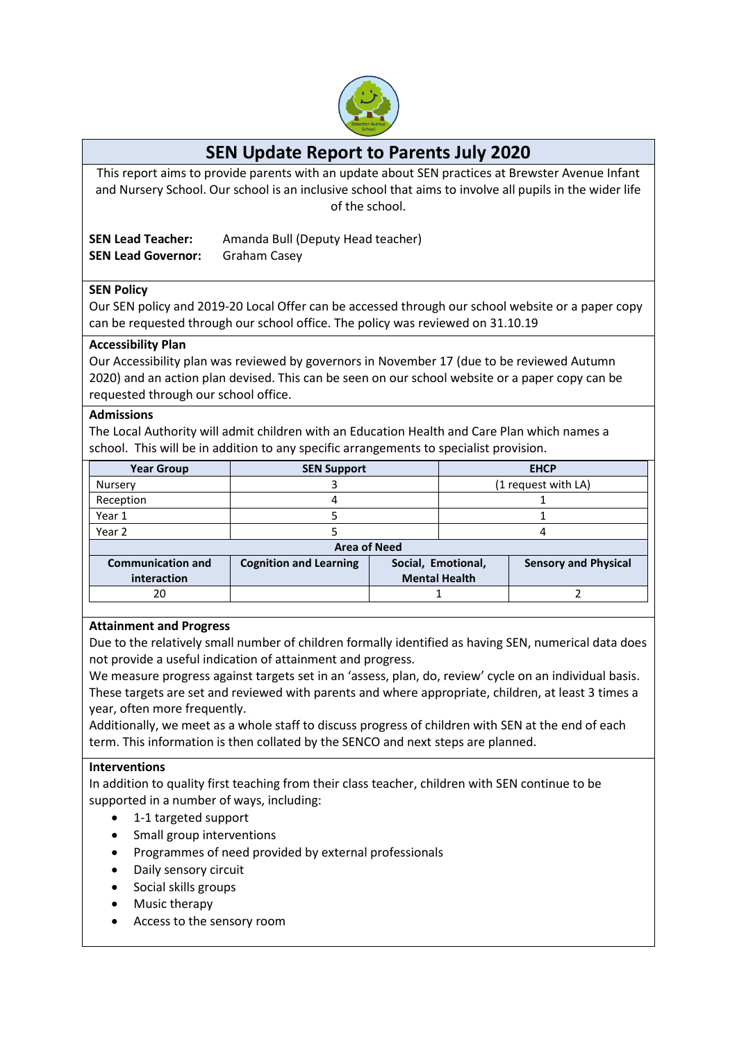# SEN Update Report to Parents July 2020

This report aims to provide parents with an update about SEN practices at Brewster Avenue Infant and Nursery School. Our school is an inclusive school that aims to involve all pupils in the wider life of the school.

**SEN Lead Teacher:** Amanda Bull (Deputy Head teacher)
**SEN Lead Governor:** Graham Casey

**SEN Policy**

Our SEN policy and 2019-20 Local Offer can be accessed through our school website or a paper copy can be requested through our school office. The policy was reviewed on 31.10.19

**Accessibility Plan**

Our Accessibility plan was reviewed by governors in November 17 (due to be reviewed Autumn 2020) and an action plan devised. This can be seen on our school website or a paper copy can be requested through our school office.

**Admissions**

The Local Authority will admit children with an Education Health and Care Plan which names a school. This will be in addition to any specific arrangements to specialist provision.

| Year Group | SEN Support | EHCP |
|---|---|---|
| Nursery | 3 | (1 request with LA) |
| Reception | 4 | 1 |
| Year 1 | 5 | 1 |
| Year 2 | 5 | 4 |

**Area of Need**

| Communication and interaction | Cognition and Learning | Social, Emotional, Mental Health | Sensory and Physical |
|---|---|---|---|
| 20 | | 1 | 2 |

**Attainment and Progress**

Due to the relatively small number of children formally identified as having SEN, numerical data does not provide a useful indication of attainment and progress.

We measure progress against targets set in an 'assess, plan, do, review' cycle on an individual basis. These targets are set and reviewed with parents and where appropriate, children, at least 3 times a year, often more frequently.

Additionally, we meet as a whole staff to discuss progress of children with SEN at the end of each term. This information is then collated by the SENCO and next steps are planned.

**Interventions**

In addition to quality first teaching from their class teacher, children with SEN continue to be supported in a number of ways, including:

- 1-1 targeted support
- Small group interventions
- Programmes of need provided by external professionals
- Daily sensory circuit
- Social skills groups
- Music therapy
- Access to the sensory room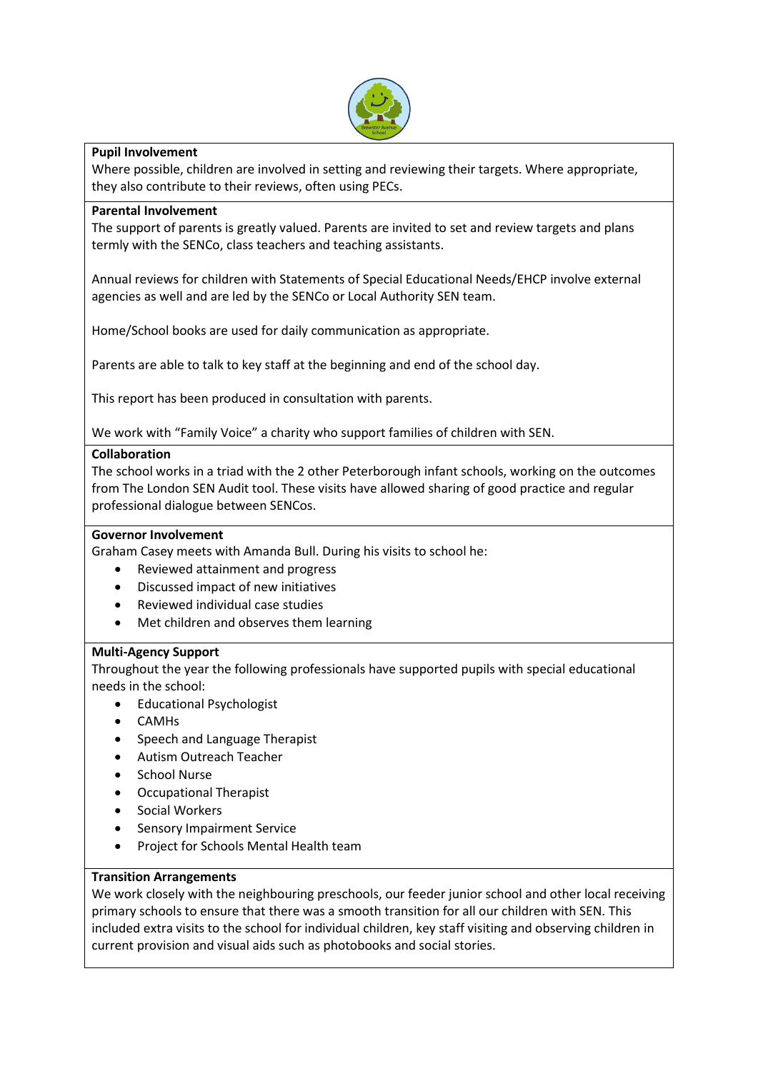**Pupil Involvement**

Where possible, children are involved in setting and reviewing their targets. Where appropriate, they also contribute to their reviews, often using PECs.

**Parental Involvement**

The support of parents is greatly valued. Parents are invited to set and review targets and plans termly with the SENCo, class teachers and teaching assistants.

Annual reviews for children with Statements of Special Educational Needs/EHCP involve external agencies as well and are led by the SENCo or Local Authority SEN team.

Home/School books are used for daily communication as appropriate.

Parents are able to talk to key staff at the beginning and end of the school day.

This report has been produced in consultation with parents.

We work with "Family Voice" a charity who support families of children with SEN.

**Collaboration**

The school works in a triad with the 2 other Peterborough infant schools, working on the outcomes from The London SEN Audit tool. These visits have allowed sharing of good practice and regular professional dialogue between SENCos.

**Governor Involvement**

Graham Casey meets with Amanda Bull. During his visits to school he:

- Reviewed attainment and progress
- Discussed impact of new initiatives
- Reviewed individual case studies
- Met children and observes them learning

**Multi-Agency Support**

Throughout the year the following professionals have supported pupils with special educational needs in the school:

- Educational Psychologist
- CAMHs
- Speech and Language Therapist
- Autism Outreach Teacher
- School Nurse
- Occupational Therapist
- Social Workers
- Sensory Impairment Service
- Project for Schools Mental Health team

**Transition Arrangements**

We work closely with the neighbouring preschools, our feeder junior school and other local receiving primary schools to ensure that there was a smooth transition for all our children with SEN. This included extra visits to the school for individual children, key staff visiting and observing children in current provision and visual aids such as photobooks and social stories.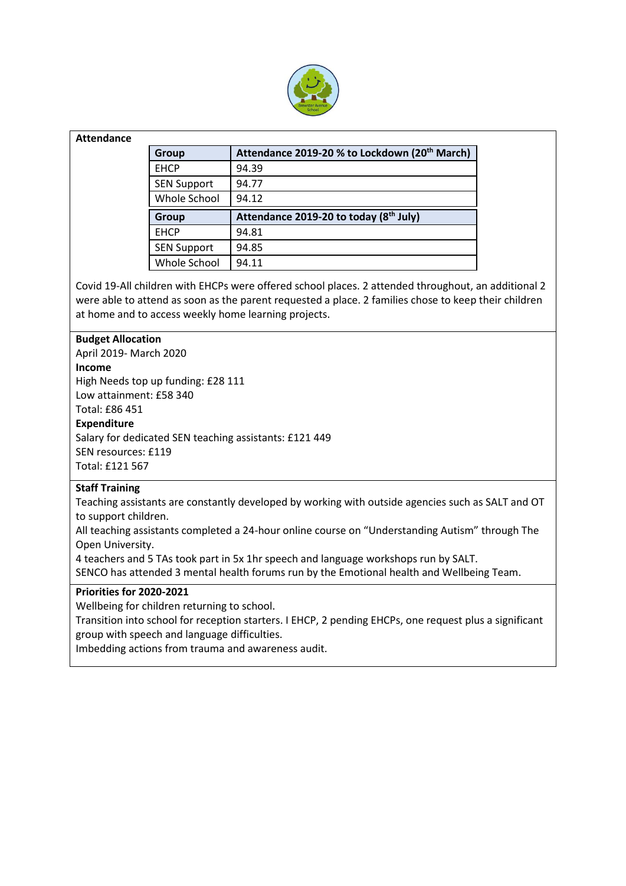**Attendance**

| Group | Attendance 2019-20 % to Lockdown (20th March) |
| --- | --- |
| EHCP | 94.39 |
| SEN Support | 94.77 |
| Whole School | 94.12 |

| Group | Attendance 2019-20 to today (8th July) |
| --- | --- |
| EHCP | 94.81 |
| SEN Support | 94.85 |
| Whole School | 94.11 |

Covid 19-All children with EHCPs were offered school places. 2 attended throughout, an additional 2 were able to attend as soon as the parent requested a place. 2 families chose to keep their children at home and to access weekly home learning projects.

**Budget Allocation**

April 2019- March 2020

**Income**

High Needs top up funding: £28 111
Low attainment: £58 340
Total: £86 451

**Expenditure**

Salary for dedicated SEN teaching assistants: £121 449
SEN resources: £119
Total: £121 567

**Staff Training**

Teaching assistants are constantly developed by working with outside agencies such as SALT and OT to support children.
All teaching assistants completed a 24-hour online course on "Understanding Autism" through The Open University.
4 teachers and 5 TAs took part in 5x 1hr speech and language workshops run by SALT.
SENCO has attended 3 mental health forums run by the Emotional health and Wellbeing Team.

**Priorities for 2020-2021**

Wellbeing for children returning to school.
Transition into school for reception starters. I EHCP, 2 pending EHCPs, one request plus a significant group with speech and language difficulties.
Imbedding actions from trauma and awareness audit.